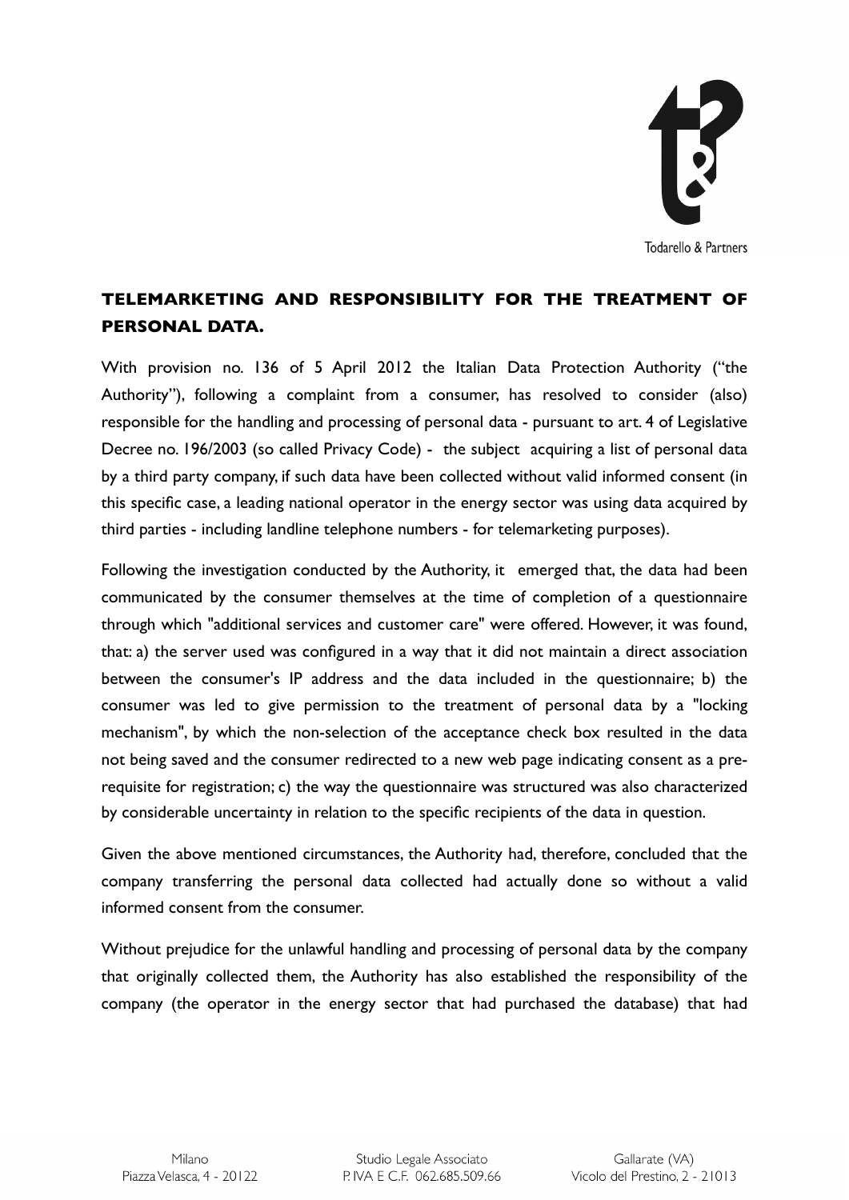## TELEMARKETING AND RESPONSIBILITY FOR THE TREATMENT OF PERSONAL DATA.

With provision no. 136 of 5 April 2012 the Italian Data Protection Authority ("the Authority"), following a complaint from a consumer, has resolved to consider (also) responsible for the handling and processing of personal data - pursuant to art. 4 of Legislative Decree no. 196/2003 (so called Privacy Code) - the subject acquiring a list of personal data by a third party company, if such data have been collected without valid informed consent (in this specific case, a leading national operator in the energy sector was using data acquired by third parties - including landline telephone numbers - for telemarketing purposes).

Following the investigation conducted by the Authority, it emerged that, the data had been communicated by the consumer themselves at the time of completion of a questionnaire through which "additional services and customer care" were offered. However, it was found, that: a) the server used was configured in a way that it did not maintain a direct association between the consumer's IP address and the data included in the questionnaire; b) the consumer was led to give permission to the treatment of personal data by a "locking mechanism", by which the non-selection of the acceptance check box resulted in the data not being saved and the consumer redirected to a new web page indicating consent as a pre-requisite for registration; c) the way the questionnaire was structured was also characterized by considerable uncertainty in relation to the specific recipients of the data in question.

Given the above mentioned circumstances, the Authority had, therefore, concluded that the company transferring the personal data collected had actually done so without a valid informed consent from the consumer.

Without prejudice for the unlawful handling and processing of personal data by the company that originally collected them, the Authority has also established the responsibility of the company (the operator in the energy sector that had purchased the database) that had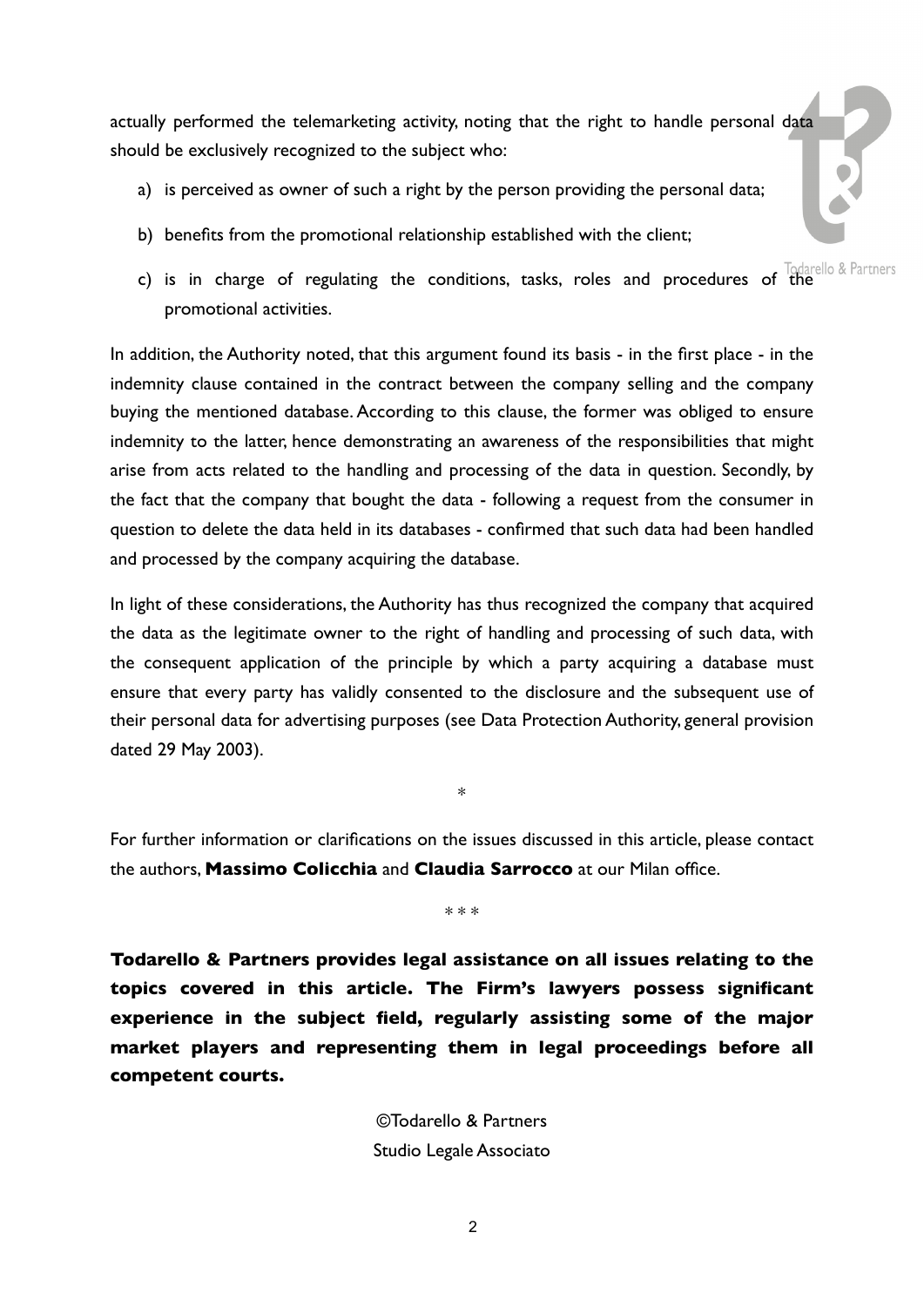actually performed the telemarketing activity, noting that the right to handle personal data should be exclusively recognized to the subject who:

a) is perceived as owner of such a right by the person providing the personal data;

b) benefits from the promotional relationship established with the client;

c) is in charge of regulating the conditions, tasks, roles and procedures of the promotional activities.

In addition, the Authority noted, that this argument found its basis - in the first place - in the indemnity clause contained in the contract between the company selling and the company buying the mentioned database. According to this clause, the former was obliged to ensure indemnity to the latter, hence demonstrating an awareness of the responsibilities that might arise from acts related to the handling and processing of the data in question. Secondly, by the fact that the company that bought the data - following a request from the consumer in question to delete the data held in its databases - confirmed that such data had been handled and processed by the company acquiring the database.

In light of these considerations, the Authority has thus recognized the company that acquired the data as the legitimate owner to the right of handling and processing of such data, with the consequent application of the principle by which a party acquiring a database must ensure that every party has validly consented to the disclosure and the subsequent use of their personal data for advertising purposes (see Data Protection Authority, general provision dated 29 May 2003).

*

For further information or clarifications on the issues discussed in this article, please contact the authors, **Massimo Colicchia** and **Claudia Sarrocco** at our Milan office.

* * *

**Todarello & Partners provides legal assistance on all issues relating to the topics covered in this article. The Firm's lawyers possess significant experience in the subject field, regularly assisting some of the major market players and representing them in legal proceedings before all competent courts.**

©Todarello & Partners
Studio Legale Associato